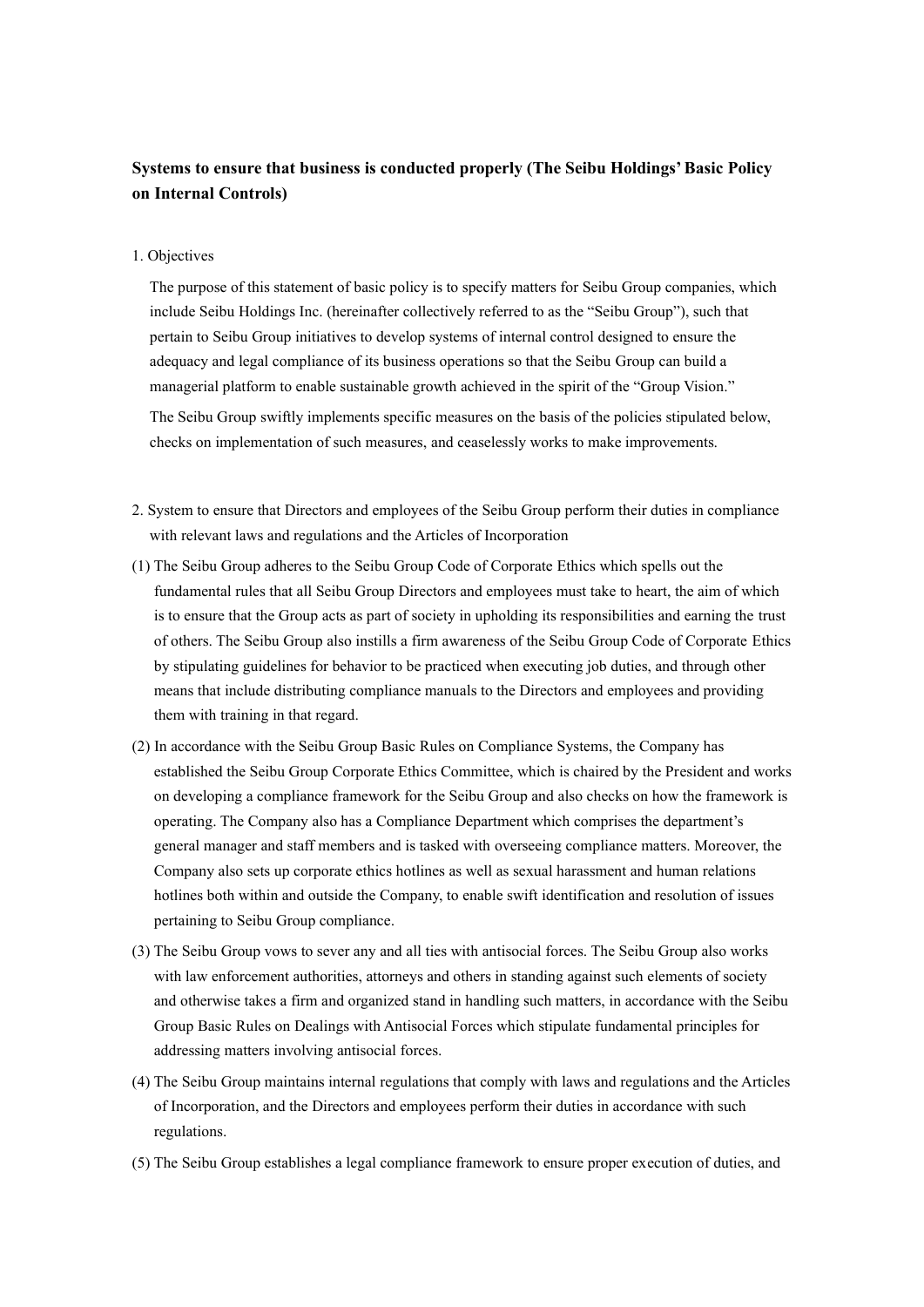**Systems to ensure that business is conducted properly (The Seibu Holdings' Basic Policy on Internal Controls)**

1. Objectives

The purpose of this statement of basic policy is to specify matters for Seibu Group companies, which include Seibu Holdings Inc. (hereinafter collectively referred to as the "Seibu Group"), such that pertain to Seibu Group initiatives to develop systems of internal control designed to ensure the adequacy and legal compliance of its business operations so that the Seibu Group can build a managerial platform to enable sustainable growth achieved in the spirit of the "Group Vision."

The Seibu Group swiftly implements specific measures on the basis of the policies stipulated below, checks on implementation of such measures, and ceaselessly works to make improvements.

2. System to ensure that Directors and employees of the Seibu Group perform their duties in compliance with relevant laws and regulations and the Articles of Incorporation

(1) The Seibu Group adheres to the Seibu Group Code of Corporate Ethics which spells out the fundamental rules that all Seibu Group Directors and employees must take to heart, the aim of which is to ensure that the Group acts as part of society in upholding its responsibilities and earning the trust of others. The Seibu Group also instills a firm awareness of the Seibu Group Code of Corporate Ethics by stipulating guidelines for behavior to be practiced when executing job duties, and through other means that include distributing compliance manuals to the Directors and employees and providing them with training in that regard.

(2) In accordance with the Seibu Group Basic Rules on Compliance Systems, the Company has established the Seibu Group Corporate Ethics Committee, which is chaired by the President and works on developing a compliance framework for the Seibu Group and also checks on how the framework is operating. The Company also has a Compliance Department which comprises the department's general manager and staff members and is tasked with overseeing compliance matters. Moreover, the Company also sets up corporate ethics hotlines as well as sexual harassment and human relations hotlines both within and outside the Company, to enable swift identification and resolution of issues pertaining to Seibu Group compliance.

(3) The Seibu Group vows to sever any and all ties with antisocial forces. The Seibu Group also works with law enforcement authorities, attorneys and others in standing against such elements of society and otherwise takes a firm and organized stand in handling such matters, in accordance with the Seibu Group Basic Rules on Dealings with Antisocial Forces which stipulate fundamental principles for addressing matters involving antisocial forces.

(4) The Seibu Group maintains internal regulations that comply with laws and regulations and the Articles of Incorporation, and the Directors and employees perform their duties in accordance with such regulations.

(5) The Seibu Group establishes a legal compliance framework to ensure proper execution of duties, and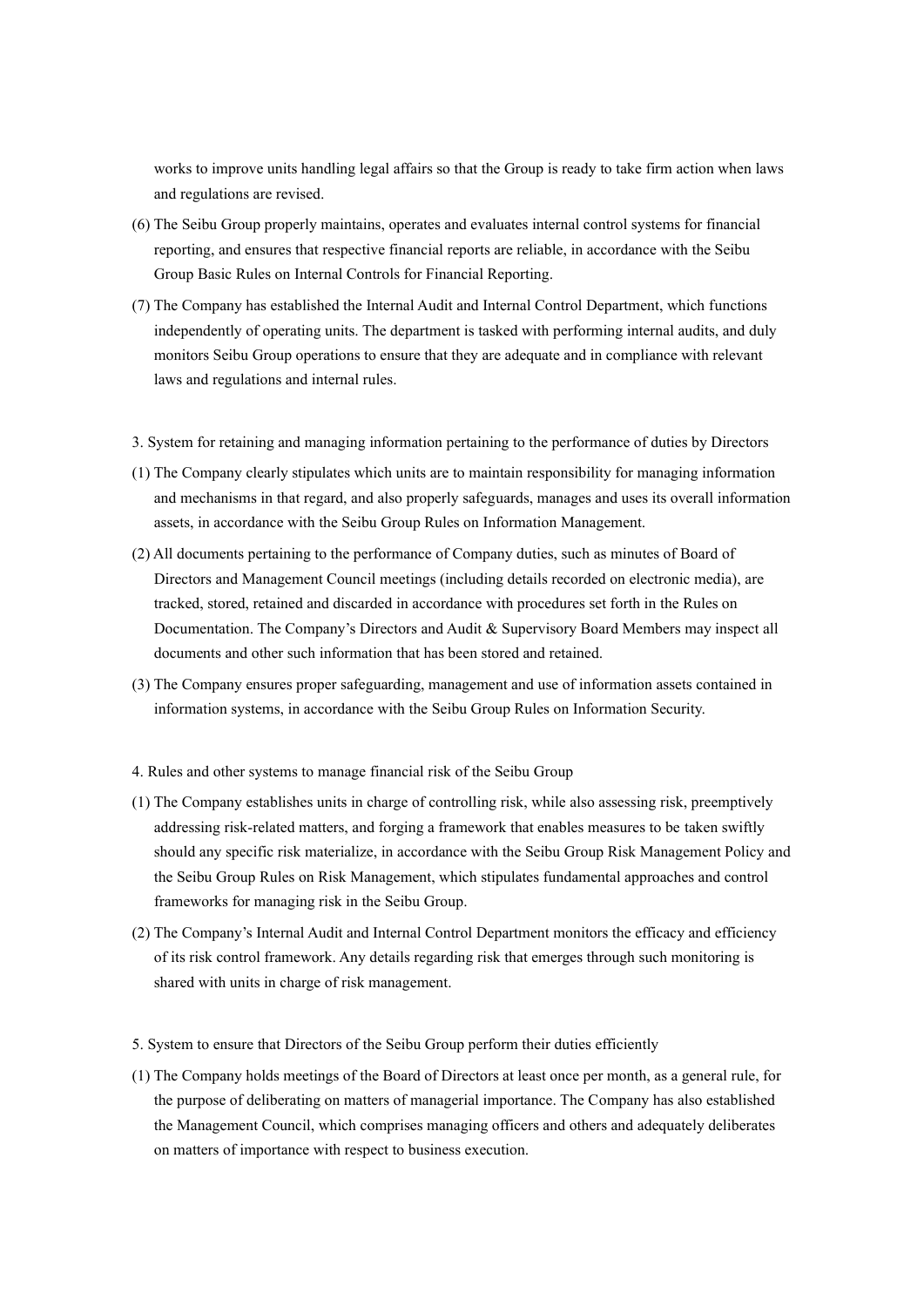works to improve units handling legal affairs so that the Group is ready to take firm action when laws and regulations are revised.

(6) The Seibu Group properly maintains, operates and evaluates internal control systems for financial reporting, and ensures that respective financial reports are reliable, in accordance with the Seibu Group Basic Rules on Internal Controls for Financial Reporting.

(7) The Company has established the Internal Audit and Internal Control Department, which functions independently of operating units. The department is tasked with performing internal audits, and duly monitors Seibu Group operations to ensure that they are adequate and in compliance with relevant laws and regulations and internal rules.

3. System for retaining and managing information pertaining to the performance of duties by Directors

(1) The Company clearly stipulates which units are to maintain responsibility for managing information and mechanisms in that regard, and also properly safeguards, manages and uses its overall information assets, in accordance with the Seibu Group Rules on Information Management.

(2) All documents pertaining to the performance of Company duties, such as minutes of Board of Directors and Management Council meetings (including details recorded on electronic media), are tracked, stored, retained and discarded in accordance with procedures set forth in the Rules on Documentation. The Company's Directors and Audit & Supervisory Board Members may inspect all documents and other such information that has been stored and retained.

(3) The Company ensures proper safeguarding, management and use of information assets contained in information systems, in accordance with the Seibu Group Rules on Information Security.

4. Rules and other systems to manage financial risk of the Seibu Group

(1) The Company establishes units in charge of controlling risk, while also assessing risk, preemptively addressing risk-related matters, and forging a framework that enables measures to be taken swiftly should any specific risk materialize, in accordance with the Seibu Group Risk Management Policy and the Seibu Group Rules on Risk Management, which stipulates fundamental approaches and control frameworks for managing risk in the Seibu Group.

(2) The Company's Internal Audit and Internal Control Department monitors the efficacy and efficiency of its risk control framework. Any details regarding risk that emerges through such monitoring is shared with units in charge of risk management.

5. System to ensure that Directors of the Seibu Group perform their duties efficiently

(1) The Company holds meetings of the Board of Directors at least once per month, as a general rule, for the purpose of deliberating on matters of managerial importance. The Company has also established the Management Council, which comprises managing officers and others and adequately deliberates on matters of importance with respect to business execution.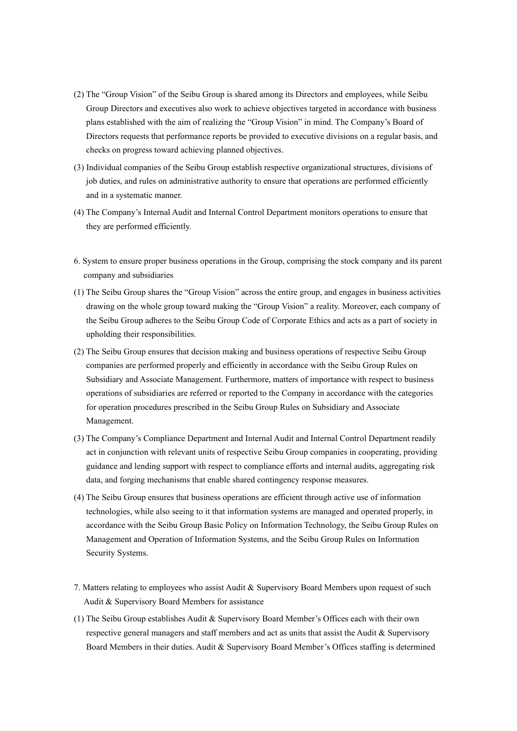(2) The "Group Vision" of the Seibu Group is shared among its Directors and employees, while Seibu Group Directors and executives also work to achieve objectives targeted in accordance with business plans established with the aim of realizing the "Group Vision" in mind. The Company's Board of Directors requests that performance reports be provided to executive divisions on a regular basis, and checks on progress toward achieving planned objectives.

(3) Individual companies of the Seibu Group establish respective organizational structures, divisions of job duties, and rules on administrative authority to ensure that operations are performed efficiently and in a systematic manner.

(4) The Company's Internal Audit and Internal Control Department monitors operations to ensure that they are performed efficiently.

6. System to ensure proper business operations in the Group, comprising the stock company and its parent company and subsidiaries

(1) The Seibu Group shares the "Group Vision" across the entire group, and engages in business activities drawing on the whole group toward making the "Group Vision" a reality. Moreover, each company of the Seibu Group adheres to the Seibu Group Code of Corporate Ethics and acts as a part of society in upholding their responsibilities.

(2) The Seibu Group ensures that decision making and business operations of respective Seibu Group companies are performed properly and efficiently in accordance with the Seibu Group Rules on Subsidiary and Associate Management. Furthermore, matters of importance with respect to business operations of subsidiaries are referred or reported to the Company in accordance with the categories for operation procedures prescribed in the Seibu Group Rules on Subsidiary and Associate Management.

(3) The Company's Compliance Department and Internal Audit and Internal Control Department readily act in conjunction with relevant units of respective Seibu Group companies in cooperating, providing guidance and lending support with respect to compliance efforts and internal audits, aggregating risk data, and forging mechanisms that enable shared contingency response measures.

(4) The Seibu Group ensures that business operations are efficient through active use of information technologies, while also seeing to it that information systems are managed and operated properly, in accordance with the Seibu Group Basic Policy on Information Technology, the Seibu Group Rules on Management and Operation of Information Systems, and the Seibu Group Rules on Information Security Systems.

7. Matters relating to employees who assist Audit & Supervisory Board Members upon request of such Audit & Supervisory Board Members for assistance

(1) The Seibu Group establishes Audit & Supervisory Board Member's Offices each with their own respective general managers and staff members and act as units that assist the Audit & Supervisory Board Members in their duties. Audit & Supervisory Board Member's Offices staffing is determined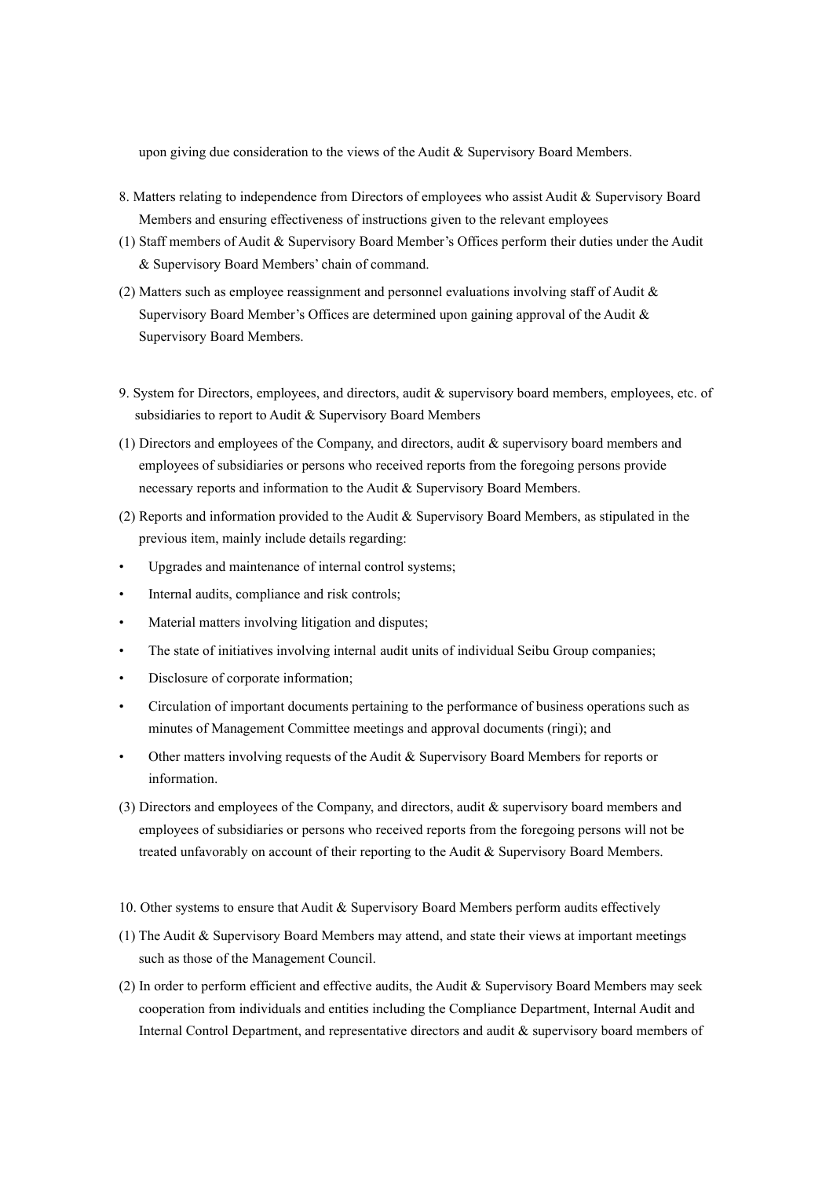upon giving due consideration to the views of the Audit & Supervisory Board Members.

8. Matters relating to independence from Directors of employees who assist Audit & Supervisory Board Members and ensuring effectiveness of instructions given to the relevant employees

(1) Staff members of Audit & Supervisory Board Member's Offices perform their duties under the Audit & Supervisory Board Members' chain of command.

(2) Matters such as employee reassignment and personnel evaluations involving staff of Audit & Supervisory Board Member's Offices are determined upon gaining approval of the Audit & Supervisory Board Members.

9. System for Directors, employees, and directors, audit & supervisory board members, employees, etc. of subsidiaries to report to Audit & Supervisory Board Members

(1) Directors and employees of the Company, and directors, audit & supervisory board members and employees of subsidiaries or persons who received reports from the foregoing persons provide necessary reports and information to the Audit & Supervisory Board Members.

(2) Reports and information provided to the Audit & Supervisory Board Members, as stipulated in the previous item, mainly include details regarding:

- Upgrades and maintenance of internal control systems;
- Internal audits, compliance and risk controls;
- Material matters involving litigation and disputes;
- The state of initiatives involving internal audit units of individual Seibu Group companies;
- Disclosure of corporate information;
- Circulation of important documents pertaining to the performance of business operations such as minutes of Management Committee meetings and approval documents (ringi); and
- Other matters involving requests of the Audit & Supervisory Board Members for reports or information.

(3) Directors and employees of the Company, and directors, audit & supervisory board members and employees of subsidiaries or persons who received reports from the foregoing persons will not be treated unfavorably on account of their reporting to the Audit & Supervisory Board Members.

10. Other systems to ensure that Audit & Supervisory Board Members perform audits effectively

(1) The Audit & Supervisory Board Members may attend, and state their views at important meetings such as those of the Management Council.

(2) In order to perform efficient and effective audits, the Audit & Supervisory Board Members may seek cooperation from individuals and entities including the Compliance Department, Internal Audit and Internal Control Department, and representative directors and audit & supervisory board members of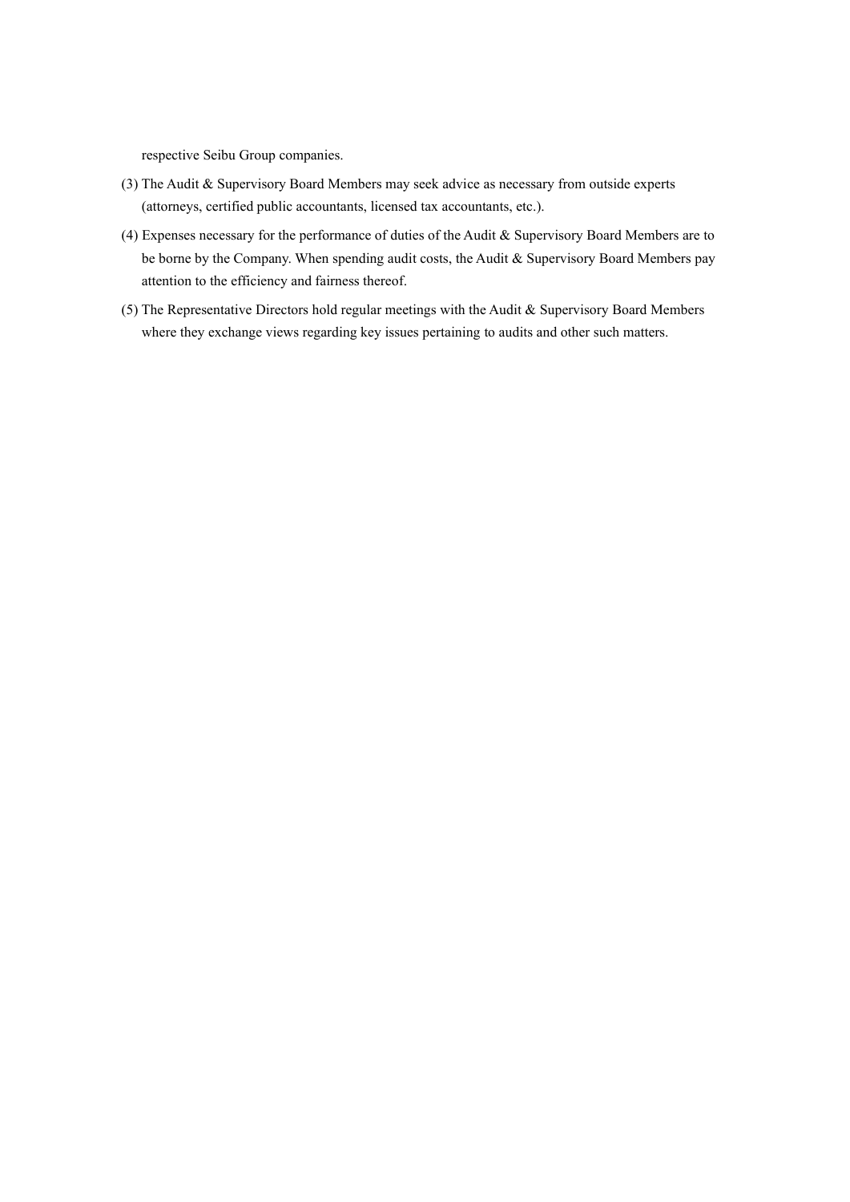respective Seibu Group companies.

(3) The Audit & Supervisory Board Members may seek advice as necessary from outside experts (attorneys, certified public accountants, licensed tax accountants, etc.).

(4) Expenses necessary for the performance of duties of the Audit & Supervisory Board Members are to be borne by the Company. When spending audit costs, the Audit & Supervisory Board Members pay attention to the efficiency and fairness thereof.

(5) The Representative Directors hold regular meetings with the Audit & Supervisory Board Members where they exchange views regarding key issues pertaining to audits and other such matters.